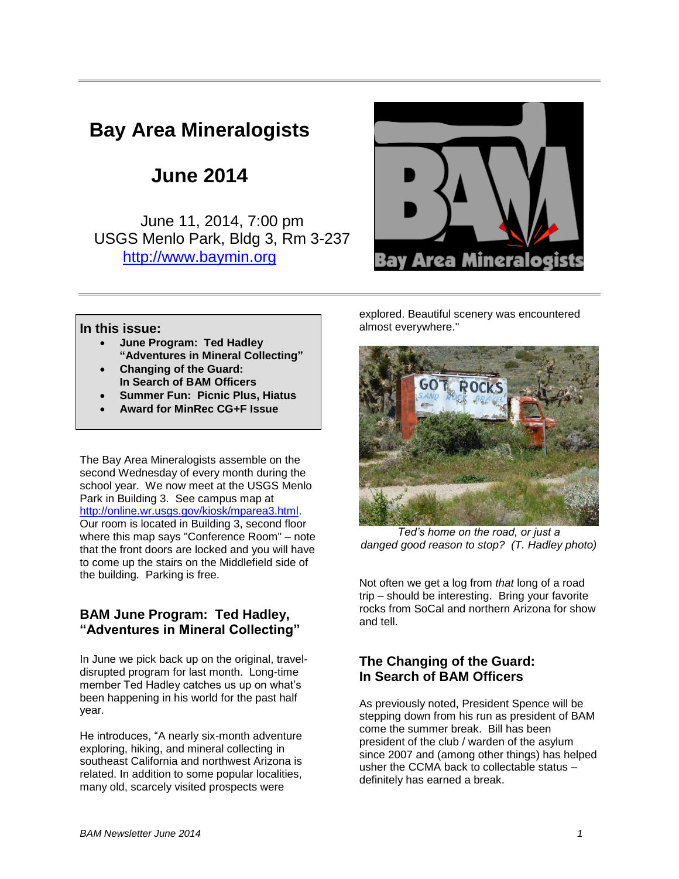# Bay Area Mineralogists

## June 2014

June 11, 2014, 7:00 pm
USGS Menlo Park, Bldg 3, Rm 3-237
http://www.baymin.org

**In this issue:**

- **June Program: Ted Hadley "Adventures in Mineral Collecting"**
- **Changing of the Guard: In Search of BAM Officers**
- **Summer Fun: Picnic Plus, Hiatus**
- **Award for MinRec CG+F Issue**

The Bay Area Mineralogists assemble on the second Wednesday of every month during the school year. We now meet at the USGS Menlo Park in Building 3. See campus map at http://online.wr.usgs.gov/kiosk/mparea3.html. Our room is located in Building 3, second floor where this map says "Conference Room" – note that the front doors are locked and you will have to come up the stairs on the Middlefield side of the building. Parking is free.

## BAM June Program: Ted Hadley, "Adventures in Mineral Collecting"

In June we pick back up on the original, travel-disrupted program for last month. Long-time member Ted Hadley catches us up on what's been happening in his world for the past half year.

He introduces, "A nearly six-month adventure exploring, hiking, and mineral collecting in southeast California and northwest Arizona is related. In addition to some popular localities, many old, scarcely visited prospects were explored. Beautiful scenery was encountered almost everywhere."

*Ted's home on the road, or just a danged good reason to stop? (T. Hadley photo)*

Not often we get a log from *that* long of a road trip – should be interesting. Bring your favorite rocks from SoCal and northern Arizona for show and tell.

## The Changing of the Guard: In Search of BAM Officers

As previously noted, President Spence will be stepping down from his run as president of BAM come the summer break. Bill has been president of the club / warden of the asylum since 2007 and (among other things) has helped usher the CCMA back to collectable status – definitely has earned a break.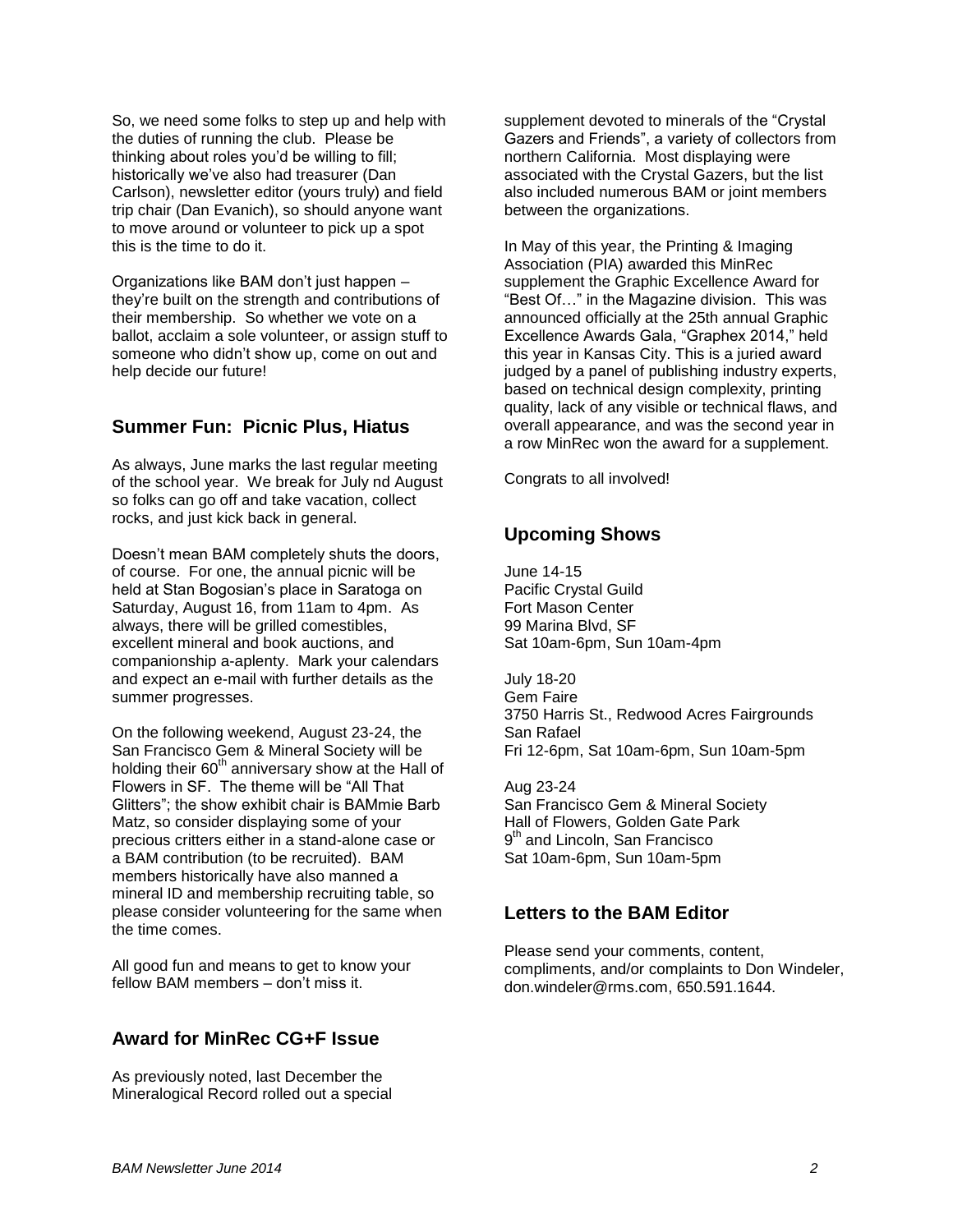So, we need some folks to step up and help with the duties of running the club. Please be thinking about roles you'd be willing to fill; historically we've also had treasurer (Dan Carlson), newsletter editor (yours truly) and field trip chair (Dan Evanich), so should anyone want to move around or volunteer to pick up a spot this is the time to do it.

Organizations like BAM don't just happen – they're built on the strength and contributions of their membership. So whether we vote on a ballot, acclaim a sole volunteer, or assign stuff to someone who didn't show up, come on out and help decide our future!

## Summer Fun: Picnic Plus, Hiatus

As always, June marks the last regular meeting of the school year. We break for July nd August so folks can go off and take vacation, collect rocks, and just kick back in general.

Doesn't mean BAM completely shuts the doors, of course. For one, the annual picnic will be held at Stan Bogosian's place in Saratoga on Saturday, August 16, from 11am to 4pm. As always, there will be grilled comestibles, excellent mineral and book auctions, and companionship a-aplenty. Mark your calendars and expect an e-mail with further details as the summer progresses.

On the following weekend, August 23-24, the San Francisco Gem & Mineral Society will be holding their 60th anniversary show at the Hall of Flowers in SF. The theme will be "All That Glitters"; the show exhibit chair is BAMmie Barb Matz, so consider displaying some of your precious critters either in a stand-alone case or a BAM contribution (to be recruited). BAM members historically have also manned a mineral ID and membership recruiting table, so please consider volunteering for the same when the time comes.

All good fun and means to get to know your fellow BAM members – don't miss it.

## Award for MinRec CG+F Issue

As previously noted, last December the Mineralogical Record rolled out a special supplement devoted to minerals of the "Crystal Gazers and Friends", a variety of collectors from northern California. Most displaying were associated with the Crystal Gazers, but the list also included numerous BAM or joint members between the organizations.

In May of this year, the Printing & Imaging Association (PIA) awarded this MinRec supplement the Graphic Excellence Award for "Best Of…" in the Magazine division. This was announced officially at the 25th annual Graphic Excellence Awards Gala, "Graphex 2014," held this year in Kansas City. This is a juried award judged by a panel of publishing industry experts, based on technical design complexity, printing quality, lack of any visible or technical flaws, and overall appearance, and was the second year in a row MinRec won the award for a supplement.

Congrats to all involved!

## Upcoming Shows

June 14-15
Pacific Crystal Guild
Fort Mason Center
99 Marina Blvd, SF
Sat 10am-6pm, Sun 10am-4pm

July 18-20
Gem Faire
3750 Harris St., Redwood Acres Fairgrounds
San Rafael
Fri 12-6pm, Sat 10am-6pm, Sun 10am-5pm

Aug 23-24
San Francisco Gem & Mineral Society
Hall of Flowers, Golden Gate Park
9th and Lincoln, San Francisco
Sat 10am-6pm, Sun 10am-5pm

## Letters to the BAM Editor

Please send your comments, content, compliments, and/or complaints to Don Windeler, don.windeler@rms.com, 650.591.1644.